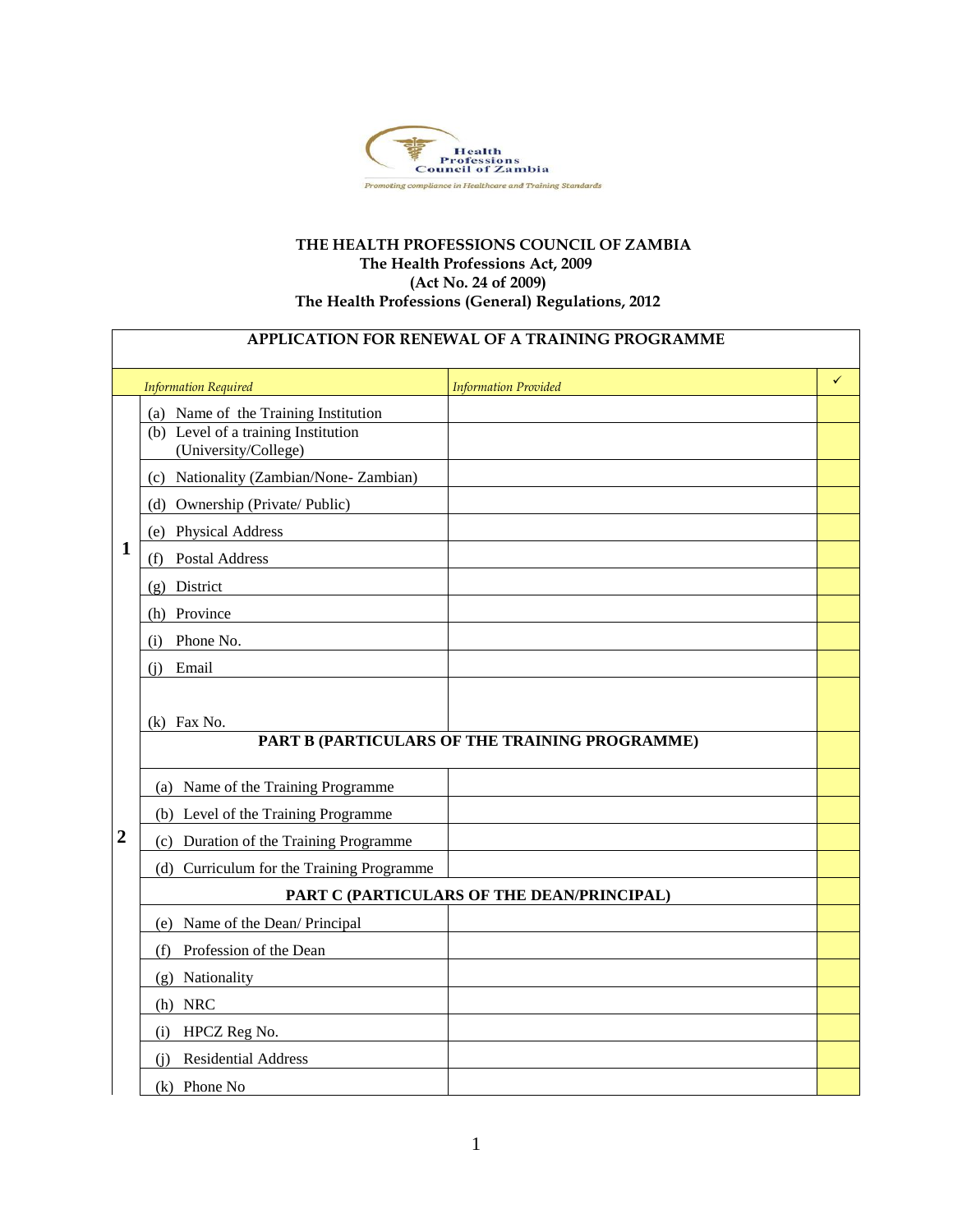Health Professions Council of Zambia

*Promoting compliance in Healthcare and Training Standards*

**THE HEALTH PROFESSIONS COUNCIL OF ZAMBIA**
**The Health Professions Act, 2009**
**(Act No. 24 of 2009)**
**The Health Professions (General) Regulations, 2012**

| | **APPLICATION FOR RENEWAL OF A TRAINING PROGRAMME** | | |
|---|---|---|---|
| | *Information Required* | *Information Provided* | ✓ |
| 1 | (a) Name of the Training Institution | | |
| | (b) Level of a training Institution (University/College) | | |
| | (c) Nationality (Zambian/None- Zambian) | | |
| | (d) Ownership (Private/ Public) | | |
| | (e) Physical Address | | |
| | (f) Postal Address | | |
| | (g) District | | |
| | (h) Province | | |
| | (i) Phone No. | | |
| | (j) Email | | |
| | (k) Fax No. | | |
| 2 | **PART B (PARTICULARS OF THE TRAINING PROGRAMME)** | | |
| | (a) Name of the Training Programme | | |
| | (b) Level of the Training Programme | | |
| | (c) Duration of the Training Programme | | |
| | (d) Curriculum for the Training Programme | | |
| | **PART C (PARTICULARS OF THE DEAN/PRINCIPAL)** | | |
| | (e) Name of the Dean/ Principal | | |
| | (f) Profession of the Dean | | |
| | (g) Nationality | | |
| | (h) NRC | | |
| | (i) HPCZ Reg No. | | |
| | (j) Residential Address | | |
| | (k) Phone No | | |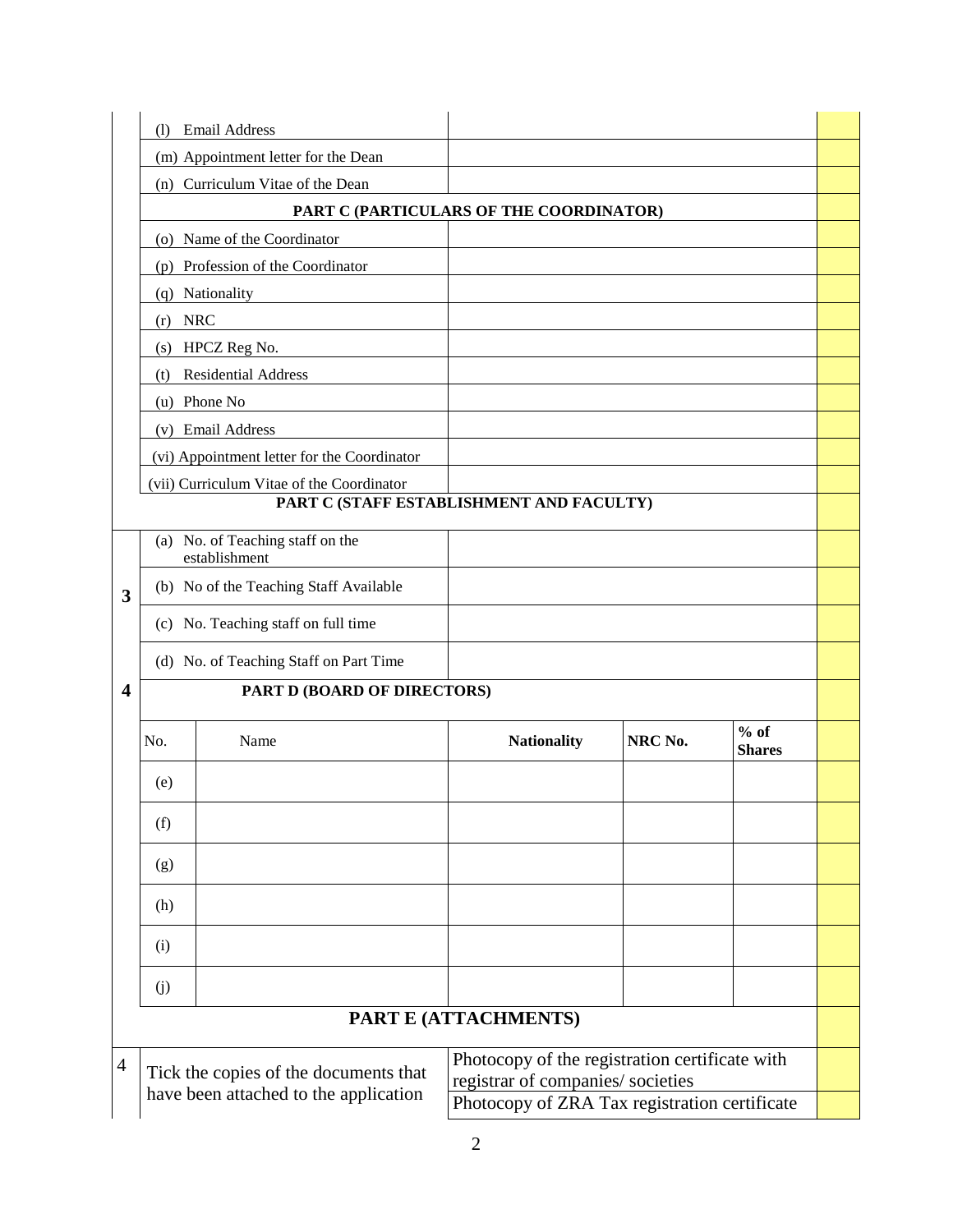| | | | | | |
|---|---|---|---|---|---|
| | (l) Email Address | | | | |
| | (m) Appointment letter for the Dean | | | | |
| | (n) Curriculum Vitae of the Dean | | | | |
| | **PART C (PARTICULARS OF THE COORDINATOR)** | | | | |
| | (o) Name of the Coordinator | | | | |
| | (p) Profession of the Coordinator | | | | |
| | (q) Nationality | | | | |
| | (r) NRC | | | | |
| | (s) HPCZ Reg No. | | | | |
| | (t) Residential Address | | | | |
| | (u) Phone No | | | | |
| | (v) Email Address | | | | |
| | (vi) Appointment letter for the Coordinator | | | | |
| | (vii) Curriculum Vitae of the Coordinator | | | | |
| | **PART C (STAFF ESTABLISHMENT AND FACULTY)** | | | | |
| **3** | (a) No. of Teaching staff on the establishment | | | | |
| | (b) No of the Teaching Staff Available | | | | |
| | (c) No. Teaching staff on full time | | | | |
| | (d) No. of Teaching Staff on Part Time | | | | |
| **4** | **PART D (BOARD OF DIRECTORS)** | | | | |
| No. | Name | **Nationality** | **NRC No.** | **% of Shares** | |
| (e) | | | | | |
| (f) | | | | | |
| (g) | | | | | |
| (h) | | | | | |
| (i) | | | | | |
| (j) | | | | | |

## PART E (ATTACHMENTS)

| | | | |
|---|---|---|---|
| 4 | Tick the copies of the documents that have been attached to the application | Photocopy of the registration certificate with registrar of companies/ societies | |
| | | Photocopy of ZRA Tax registration certificate | |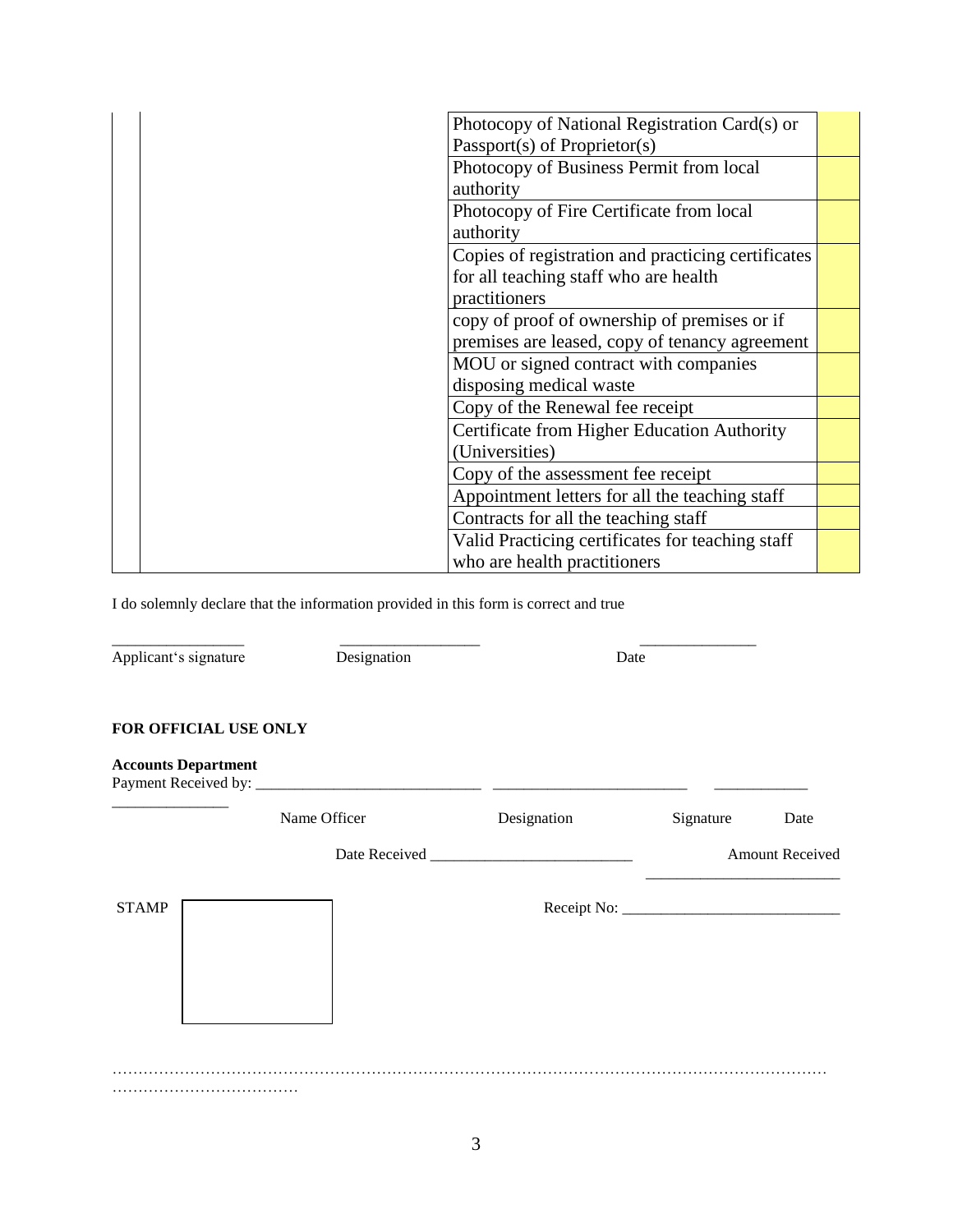| | | | |
|---|---|---|---|
| | | Photocopy of National Registration Card(s) or Passport(s) of Proprietor(s) | |
| | | Photocopy of Business Permit from local authority | |
| | | Photocopy of Fire Certificate from local authority | |
| | | Copies of registration and practicing certificates for all teaching staff who are health practitioners | |
| | | copy of proof of ownership of premises or if premises are leased, copy of tenancy agreement | |
| | | MOU or signed contract with companies disposing medical waste | |
| | | Copy of the Renewal fee receipt | |
| | | Certificate from Higher Education Authority (Universities) | |
| | | Copy of the assessment fee receipt | |
| | | Appointment letters for all the teaching staff | |
| | | Contracts for all the teaching staff | |
| | | Valid Practicing certificates for teaching staff who are health practitioners | |

I do solemnly declare that the information provided in this form is correct and true

________________ ________________ ______________

Applicant's signature Designation Date

**FOR OFFICIAL USE ONLY**

**Accounts Department**

Payment Received by: ___________________________ _______________________ ___________ _______________

Name Officer Designation Signature Date

Date Received ________________________ Amount Received _______________________

STAMP

Receipt No: ___________________________

……………………………………………………………………………………………………………………………………………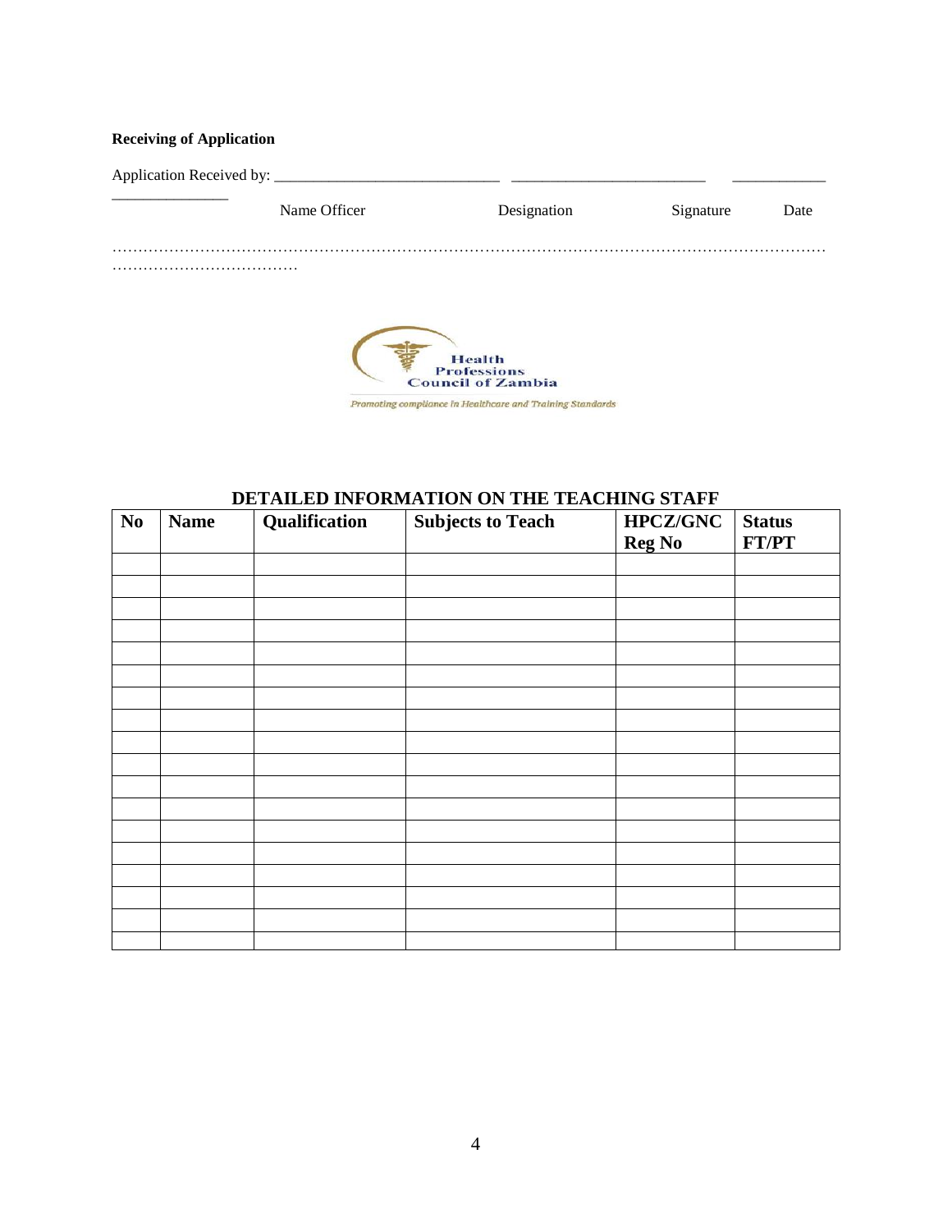**Receiving of Application**

Application Received by: ______________________________ ___________________________ _____________ ________________

Name Officer Designation Signature Date

…………………………………………………………………………………………………………………………………………………………………

Health Professions Council of Zambia

*Promoting compliance in Healthcare and Training Standards*

**DETAILED INFORMATION ON THE TEACHING STAFF**

| No | Name | Qualification | Subjects to Teach | HPCZ/GNC Reg No | Status FT/PT |
|---|---|---|---|---|---|
| | | | | | |
| | | | | | |
| | | | | | |
| | | | | | |
| | | | | | |
| | | | | | |
| | | | | | |
| | | | | | |
| | | | | | |
| | | | | | |
| | | | | | |
| | | | | | |
| | | | | | |
| | | | | | |
| | | | | | |
| | | | | | |
| | | | | | |
| | | | | | |